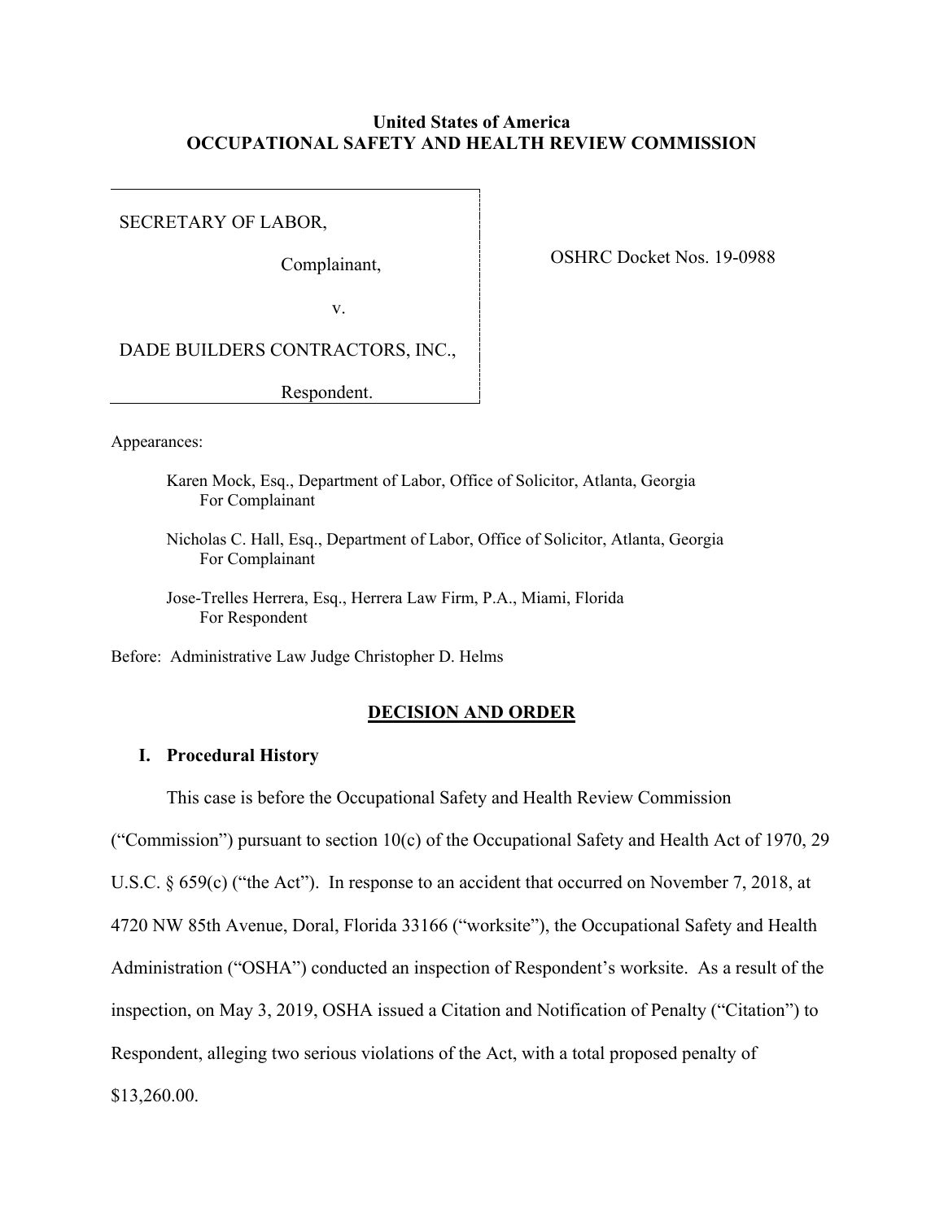**United States of America**
**OCCUPATIONAL SAFETY AND HEALTH REVIEW COMMISSION**

SECRETARY OF LABOR,

Complainant,

v.

DADE BUILDERS CONTRACTORS, INC.,

Respondent.

OSHRC Docket Nos. 19-0988

Appearances:

Karen Mock, Esq., Department of Labor, Office of Solicitor, Atlanta, Georgia
For Complainant

Nicholas C. Hall, Esq., Department of Labor, Office of Solicitor, Atlanta, Georgia
For Complainant

Jose-Trelles Herrera, Esq., Herrera Law Firm, P.A., Miami, Florida
For Respondent

Before: Administrative Law Judge Christopher D. Helms

## DECISION AND ORDER

### I. Procedural History

This case is before the Occupational Safety and Health Review Commission ("Commission") pursuant to section 10(c) of the Occupational Safety and Health Act of 1970, 29 U.S.C. § 659(c) ("the Act"). In response to an accident that occurred on November 7, 2018, at 4720 NW 85th Avenue, Doral, Florida 33166 ("worksite"), the Occupational Safety and Health Administration ("OSHA") conducted an inspection of Respondent's worksite. As a result of the inspection, on May 3, 2019, OSHA issued a Citation and Notification of Penalty ("Citation") to Respondent, alleging two serious violations of the Act, with a total proposed penalty of $13,260.00.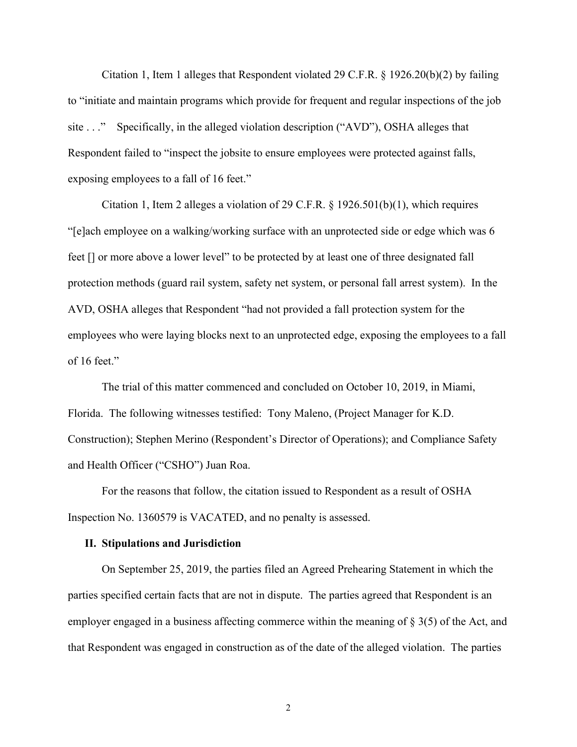Citation 1, Item 1 alleges that Respondent violated 29 C.F.R. § 1926.20(b)(2) by failing to "initiate and maintain programs which provide for frequent and regular inspections of the job site . . ." Specifically, in the alleged violation description ("AVD"), OSHA alleges that Respondent failed to "inspect the jobsite to ensure employees were protected against falls, exposing employees to a fall of 16 feet."

Citation 1, Item 2 alleges a violation of 29 C.F.R. § 1926.501(b)(1), which requires "[e]ach employee on a walking/working surface with an unprotected side or edge which was 6 feet [] or more above a lower level" to be protected by at least one of three designated fall protection methods (guard rail system, safety net system, or personal fall arrest system). In the AVD, OSHA alleges that Respondent "had not provided a fall protection system for the employees who were laying blocks next to an unprotected edge, exposing the employees to a fall of 16 feet."

The trial of this matter commenced and concluded on October 10, 2019, in Miami, Florida. The following witnesses testified: Tony Maleno, (Project Manager for K.D. Construction); Stephen Merino (Respondent's Director of Operations); and Compliance Safety and Health Officer ("CSHO") Juan Roa.

For the reasons that follow, the citation issued to Respondent as a result of OSHA Inspection No. 1360579 is VACATED, and no penalty is assessed.

## II. Stipulations and Jurisdiction

On September 25, 2019, the parties filed an Agreed Prehearing Statement in which the parties specified certain facts that are not in dispute. The parties agreed that Respondent is an employer engaged in a business affecting commerce within the meaning of § 3(5) of the Act, and that Respondent was engaged in construction as of the date of the alleged violation. The parties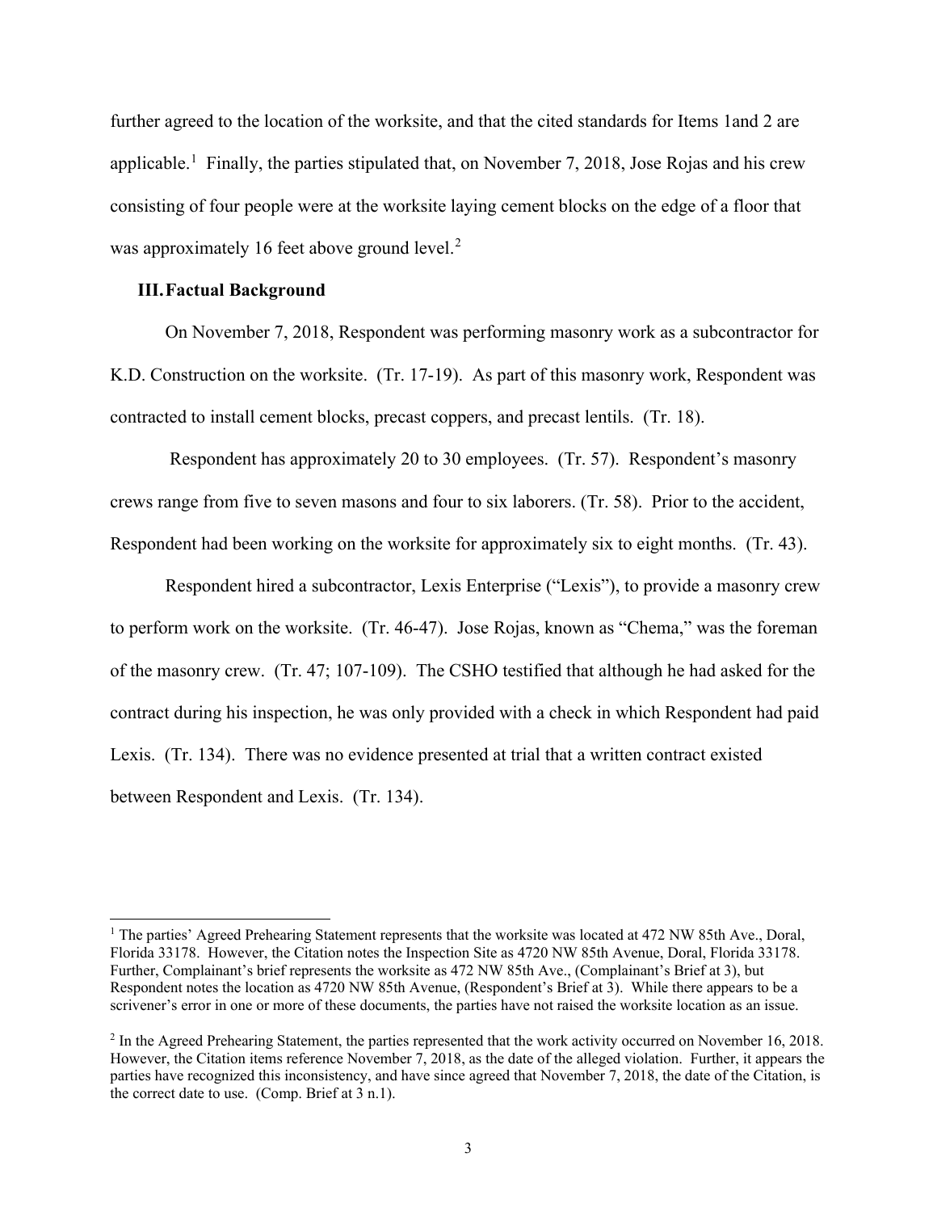further agreed to the location of the worksite, and that the cited standards for Items 1and 2 are applicable.[1] Finally, the parties stipulated that, on November 7, 2018, Jose Rojas and his crew consisting of four people were at the worksite laying cement blocks on the edge of a floor that was approximately 16 feet above ground level.[2]

### III. Factual Background

On November 7, 2018, Respondent was performing masonry work as a subcontractor for K.D. Construction on the worksite. (Tr. 17-19). As part of this masonry work, Respondent was contracted to install cement blocks, precast coppers, and precast lentils. (Tr. 18).

Respondent has approximately 20 to 30 employees. (Tr. 57). Respondent's masonry crews range from five to seven masons and four to six laborers. (Tr. 58). Prior to the accident, Respondent had been working on the worksite for approximately six to eight months. (Tr. 43).

Respondent hired a subcontractor, Lexis Enterprise ("Lexis"), to provide a masonry crew to perform work on the worksite. (Tr. 46-47). Jose Rojas, known as "Chema," was the foreman of the masonry crew. (Tr. 47; 107-109). The CSHO testified that although he had asked for the contract during his inspection, he was only provided with a check in which Respondent had paid Lexis. (Tr. 134). There was no evidence presented at trial that a written contract existed between Respondent and Lexis. (Tr. 134).

---

[1] The parties' Agreed Prehearing Statement represents that the worksite was located at 472 NW 85th Ave., Doral, Florida 33178. However, the Citation notes the Inspection Site as 4720 NW 85th Avenue, Doral, Florida 33178. Further, Complainant's brief represents the worksite as 472 NW 85th Ave., (Complainant's Brief at 3), but Respondent notes the location as 4720 NW 85th Avenue, (Respondent's Brief at 3). While there appears to be a scrivener's error in one or more of these documents, the parties have not raised the worksite location as an issue.

[2] In the Agreed Prehearing Statement, the parties represented that the work activity occurred on November 16, 2018. However, the Citation items reference November 7, 2018, as the date of the alleged violation. Further, it appears the parties have recognized this inconsistency, and have since agreed that November 7, 2018, the date of the Citation, is the correct date to use. (Comp. Brief at 3 n.1).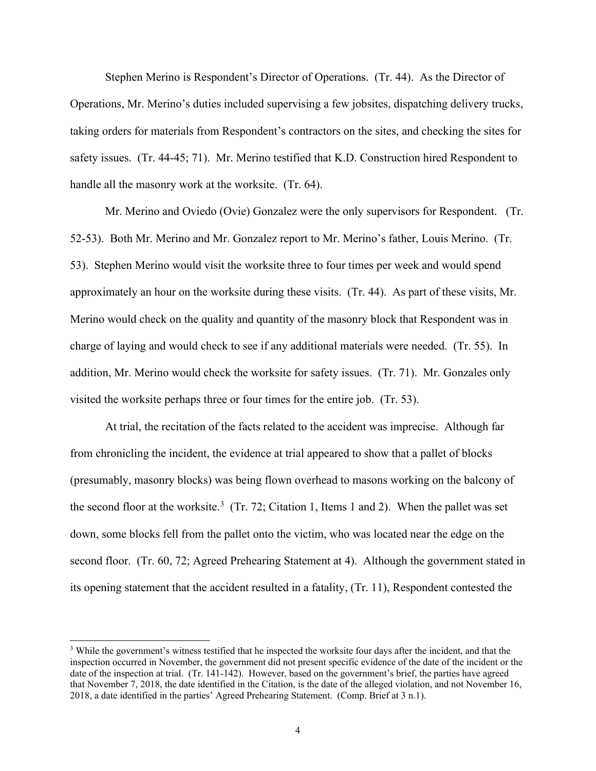Stephen Merino is Respondent's Director of Operations. (Tr. 44). As the Director of Operations, Mr. Merino's duties included supervising a few jobsites, dispatching delivery trucks, taking orders for materials from Respondent's contractors on the sites, and checking the sites for safety issues. (Tr. 44-45; 71). Mr. Merino testified that K.D. Construction hired Respondent to handle all the masonry work at the worksite. (Tr. 64).

Mr. Merino and Oviedo (Ovie) Gonzalez were the only supervisors for Respondent. (Tr. 52-53). Both Mr. Merino and Mr. Gonzalez report to Mr. Merino's father, Louis Merino. (Tr. 53). Stephen Merino would visit the worksite three to four times per week and would spend approximately an hour on the worksite during these visits. (Tr. 44). As part of these visits, Mr. Merino would check on the quality and quantity of the masonry block that Respondent was in charge of laying and would check to see if any additional materials were needed. (Tr. 55). In addition, Mr. Merino would check the worksite for safety issues. (Tr. 71). Mr. Gonzales only visited the worksite perhaps three or four times for the entire job. (Tr. 53).

At trial, the recitation of the facts related to the accident was imprecise. Although far from chronicling the incident, the evidence at trial appeared to show that a pallet of blocks (presumably, masonry blocks) was being flown overhead to masons working on the balcony of the second floor at the worksite.[3] (Tr. 72; Citation 1, Items 1 and 2). When the pallet was set down, some blocks fell from the pallet onto the victim, who was located near the edge on the second floor. (Tr. 60, 72; Agreed Prehearing Statement at 4). Although the government stated in its opening statement that the accident resulted in a fatality, (Tr. 11), Respondent contested the

[3] While the government's witness testified that he inspected the worksite four days after the incident, and that the inspection occurred in November, the government did not present specific evidence of the date of the incident or the date of the inspection at trial. (Tr. 141-142). However, based on the government's brief, the parties have agreed that November 7, 2018, the date identified in the Citation, is the date of the alleged violation, and not November 16, 2018, a date identified in the parties' Agreed Prehearing Statement. (Comp. Brief at 3 n.1).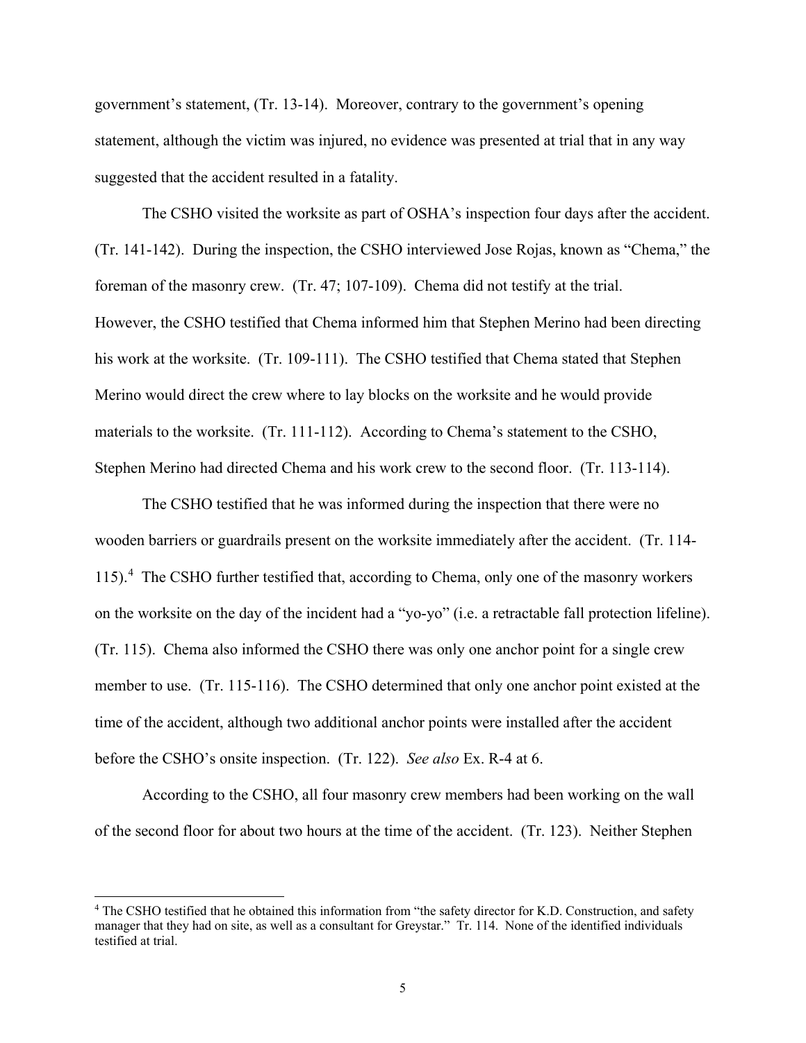government's statement, (Tr. 13-14). Moreover, contrary to the government's opening statement, although the victim was injured, no evidence was presented at trial that in any way suggested that the accident resulted in a fatality.

The CSHO visited the worksite as part of OSHA's inspection four days after the accident. (Tr. 141-142). During the inspection, the CSHO interviewed Jose Rojas, known as "Chema," the foreman of the masonry crew. (Tr. 47; 107-109). Chema did not testify at the trial. However, the CSHO testified that Chema informed him that Stephen Merino had been directing his work at the worksite. (Tr. 109-111). The CSHO testified that Chema stated that Stephen Merino would direct the crew where to lay blocks on the worksite and he would provide materials to the worksite. (Tr. 111-112). According to Chema's statement to the CSHO, Stephen Merino had directed Chema and his work crew to the second floor. (Tr. 113-114).

The CSHO testified that he was informed during the inspection that there were no wooden barriers or guardrails present on the worksite immediately after the accident. (Tr. 114-115).[4] The CSHO further testified that, according to Chema, only one of the masonry workers on the worksite on the day of the incident had a "yo-yo" (i.e. a retractable fall protection lifeline). (Tr. 115). Chema also informed the CSHO there was only one anchor point for a single crew member to use. (Tr. 115-116). The CSHO determined that only one anchor point existed at the time of the accident, although two additional anchor points were installed after the accident before the CSHO's onsite inspection. (Tr. 122). *See also* Ex. R-4 at 6.

According to the CSHO, all four masonry crew members had been working on the wall of the second floor for about two hours at the time of the accident. (Tr. 123). Neither Stephen

---

[4] The CSHO testified that he obtained this information from "the safety director for K.D. Construction, and safety manager that they had on site, as well as a consultant for Greystar." Tr. 114. None of the identified individuals testified at trial.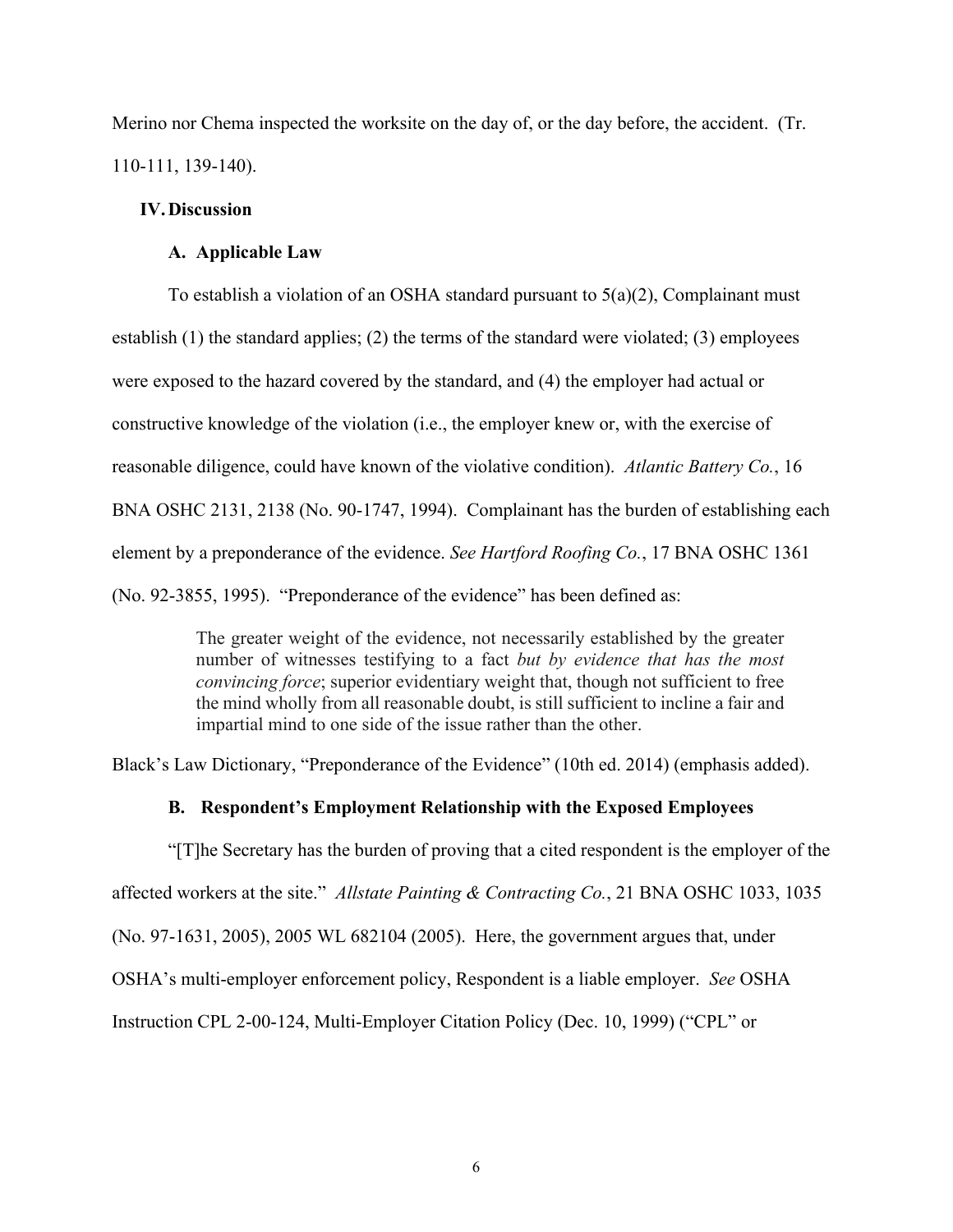Merino nor Chema inspected the worksite on the day of, or the day before, the accident. (Tr. 110-111, 139-140).

## IV. Discussion

### A. Applicable Law

To establish a violation of an OSHA standard pursuant to 5(a)(2), Complainant must establish (1) the standard applies; (2) the terms of the standard were violated; (3) employees were exposed to the hazard covered by the standard, and (4) the employer had actual or constructive knowledge of the violation (i.e., the employer knew or, with the exercise of reasonable diligence, could have known of the violative condition). *Atlantic Battery Co.*, 16 BNA OSHC 2131, 2138 (No. 90-1747, 1994). Complainant has the burden of establishing each element by a preponderance of the evidence. *See Hartford Roofing Co.*, 17 BNA OSHC 1361 (No. 92-3855, 1995). "Preponderance of the evidence" has been defined as:

> The greater weight of the evidence, not necessarily established by the greater number of witnesses testifying to a fact *but by evidence that has the most convincing force*; superior evidentiary weight that, though not sufficient to free the mind wholly from all reasonable doubt, is still sufficient to incline a fair and impartial mind to one side of the issue rather than the other.

Black's Law Dictionary, "Preponderance of the Evidence" (10th ed. 2014) (emphasis added).

### B. Respondent's Employment Relationship with the Exposed Employees

"[T]he Secretary has the burden of proving that a cited respondent is the employer of the affected workers at the site." *Allstate Painting & Contracting Co.*, 21 BNA OSHC 1033, 1035 (No. 97-1631, 2005), 2005 WL 682104 (2005). Here, the government argues that, under OSHA's multi-employer enforcement policy, Respondent is a liable employer. *See* OSHA Instruction CPL 2-00-124, Multi-Employer Citation Policy (Dec. 10, 1999) ("CPL" or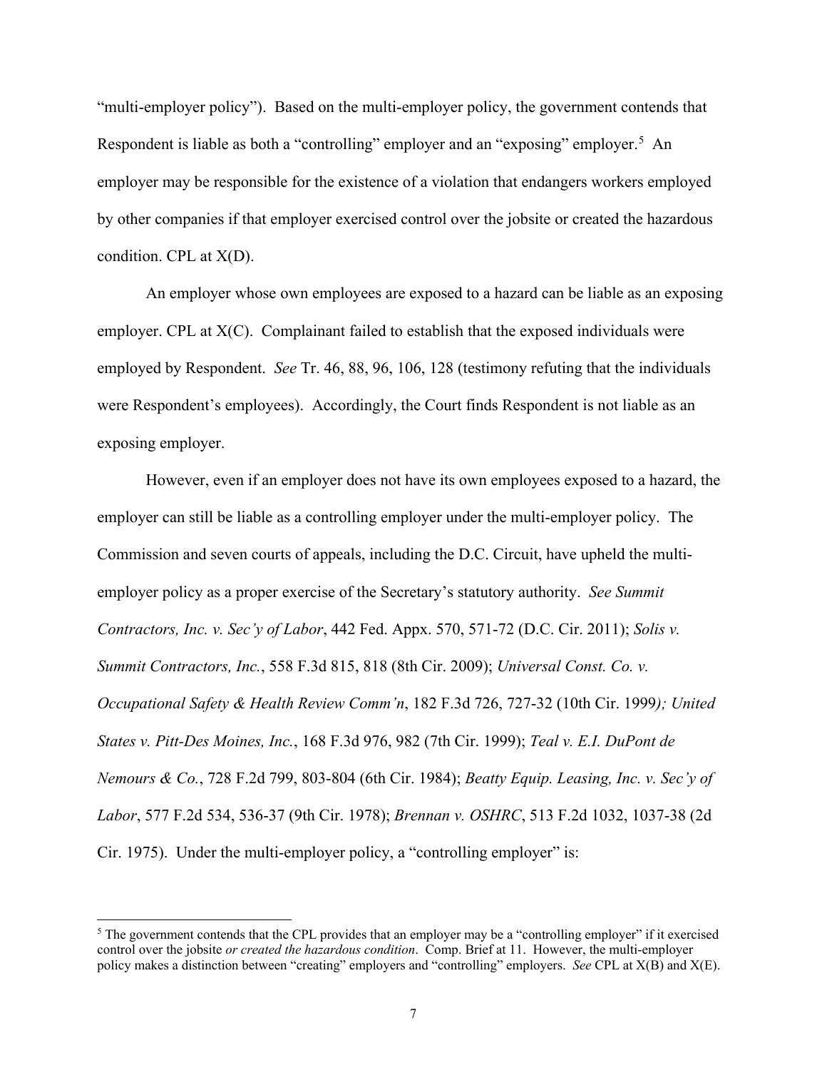"multi-employer policy"). Based on the multi-employer policy, the government contends that Respondent is liable as both a "controlling" employer and an "exposing" employer.[5] An employer may be responsible for the existence of a violation that endangers workers employed by other companies if that employer exercised control over the jobsite or created the hazardous condition. CPL at X(D).

An employer whose own employees are exposed to a hazard can be liable as an exposing employer. CPL at X(C). Complainant failed to establish that the exposed individuals were employed by Respondent. *See* Tr. 46, 88, 96, 106, 128 (testimony refuting that the individuals were Respondent's employees). Accordingly, the Court finds Respondent is not liable as an exposing employer.

However, even if an employer does not have its own employees exposed to a hazard, the employer can still be liable as a controlling employer under the multi-employer policy. The Commission and seven courts of appeals, including the D.C. Circuit, have upheld the multi-employer policy as a proper exercise of the Secretary's statutory authority. *See Summit Contractors, Inc. v. Sec'y of Labor*, 442 Fed. Appx. 570, 571-72 (D.C. Cir. 2011); *Solis v. Summit Contractors, Inc.*, 558 F.3d 815, 818 (8th Cir. 2009); *Universal Const. Co. v. Occupational Safety & Health Review Comm'n*, 182 F.3d 726, 727-32 (10th Cir. 1999); *United States v. Pitt-Des Moines, Inc.*, 168 F.3d 976, 982 (7th Cir. 1999); *Teal v. E.I. DuPont de Nemours & Co.*, 728 F.2d 799, 803-804 (6th Cir. 1984); *Beatty Equip. Leasing, Inc. v. Sec'y of Labor*, 577 F.2d 534, 536-37 (9th Cir. 1978); *Brennan v. OSHRC*, 513 F.2d 1032, 1037-38 (2d Cir. 1975). Under the multi-employer policy, a "controlling employer" is:

---

[5] The government contends that the CPL provides that an employer may be a "controlling employer" if it exercised control over the jobsite *or created the hazardous condition*. Comp. Brief at 11. However, the multi-employer policy makes a distinction between "creating" employers and "controlling" employers. *See* CPL at X(B) and X(E).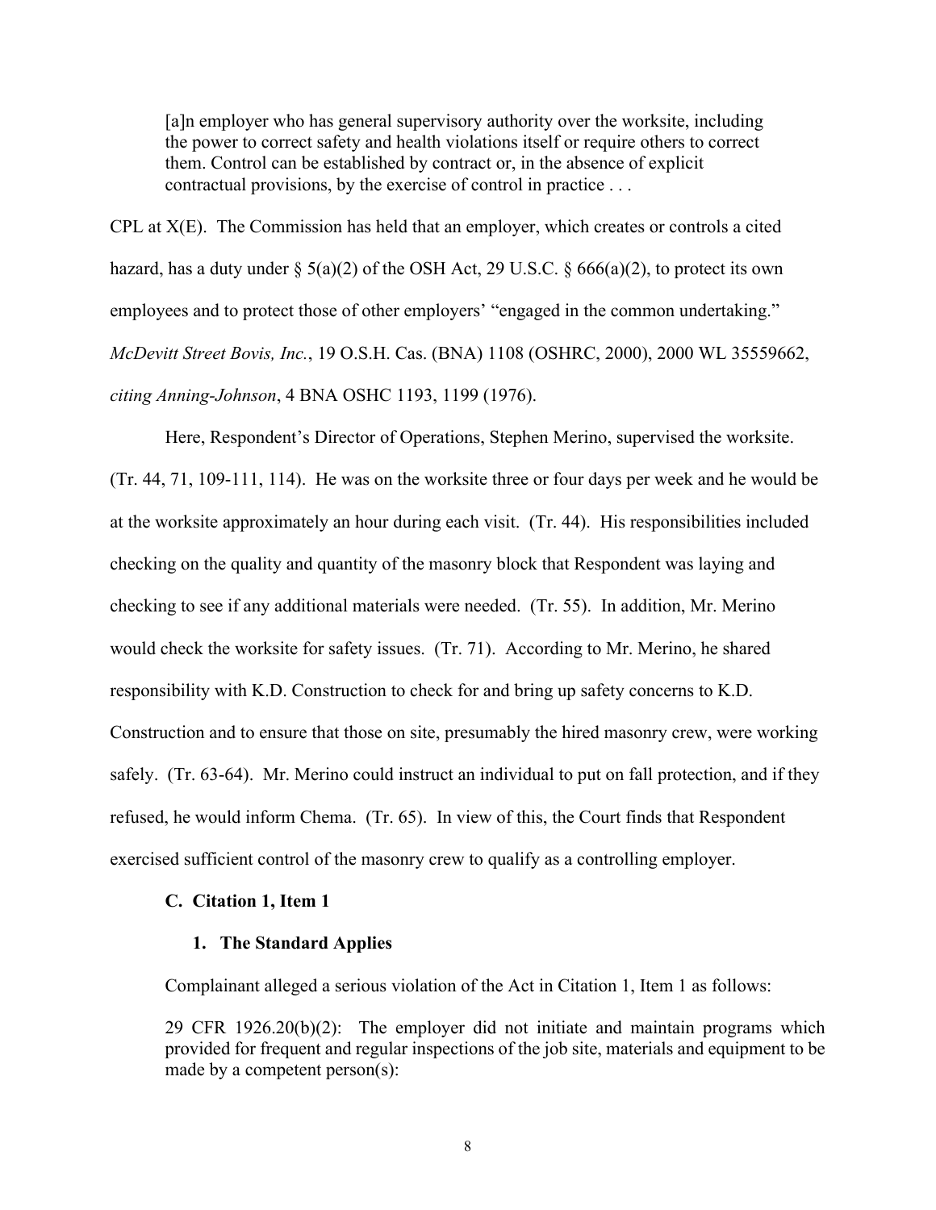> [a]n employer who has general supervisory authority over the worksite, including the power to correct safety and health violations itself or require others to correct them. Control can be established by contract or, in the absence of explicit contractual provisions, by the exercise of control in practice . . .

CPL at X(E). The Commission has held that an employer, which creates or controls a cited hazard, has a duty under § 5(a)(2) of the OSH Act, 29 U.S.C. § 666(a)(2), to protect its own employees and to protect those of other employers' "engaged in the common undertaking." *McDevitt Street Bovis, Inc.*, 19 O.S.H. Cas. (BNA) 1108 (OSHRC, 2000), 2000 WL 35559662, *citing Anning-Johnson*, 4 BNA OSHC 1193, 1199 (1976).

Here, Respondent's Director of Operations, Stephen Merino, supervised the worksite. (Tr. 44, 71, 109-111, 114). He was on the worksite three or four days per week and he would be at the worksite approximately an hour during each visit. (Tr. 44). His responsibilities included checking on the quality and quantity of the masonry block that Respondent was laying and checking to see if any additional materials were needed. (Tr. 55). In addition, Mr. Merino would check the worksite for safety issues. (Tr. 71). According to Mr. Merino, he shared responsibility with K.D. Construction to check for and bring up safety concerns to K.D. Construction and to ensure that those on site, presumably the hired masonry crew, were working safely. (Tr. 63-64). Mr. Merino could instruct an individual to put on fall protection, and if they refused, he would inform Chema. (Tr. 65). In view of this, the Court finds that Respondent exercised sufficient control of the masonry crew to qualify as a controlling employer.

### C. Citation 1, Item 1

#### 1. The Standard Applies

Complainant alleged a serious violation of the Act in Citation 1, Item 1 as follows:

> 29 CFR 1926.20(b)(2): The employer did not initiate and maintain programs which provided for frequent and regular inspections of the job site, materials and equipment to be made by a competent person(s):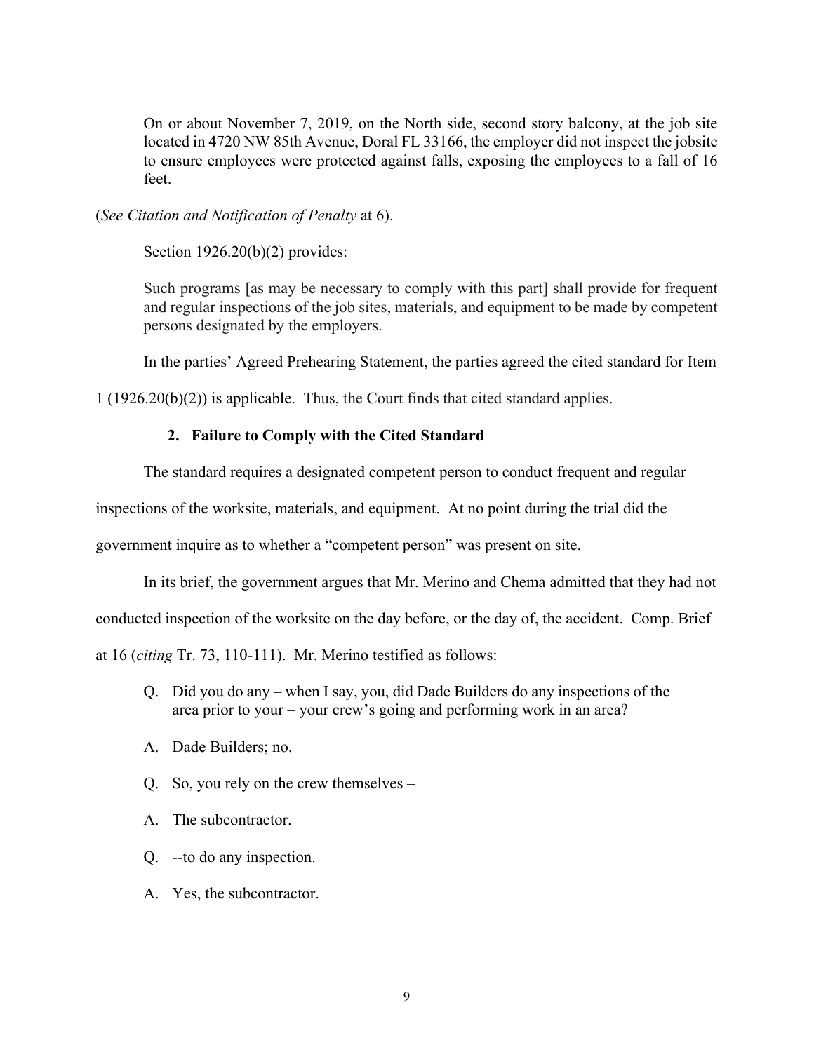> On or about November 7, 2019, on the North side, second story balcony, at the job site located in 4720 NW 85th Avenue, Doral FL 33166, the employer did not inspect the jobsite to ensure employees were protected against falls, exposing the employees to a fall of 16 feet.

(*See Citation and Notification of Penalty* at 6).

Section 1926.20(b)(2) provides:

> Such programs [as may be necessary to comply with this part] shall provide for frequent and regular inspections of the job sites, materials, and equipment to be made by competent persons designated by the employers.

In the parties' Agreed Prehearing Statement, the parties agreed the cited standard for Item 1 (1926.20(b)(2)) is applicable. Thus, the Court finds that cited standard applies.

### 2. Failure to Comply with the Cited Standard

The standard requires a designated competent person to conduct frequent and regular inspections of the worksite, materials, and equipment. At no point during the trial did the government inquire as to whether a "competent person" was present on site.

In its brief, the government argues that Mr. Merino and Chema admitted that they had not conducted inspection of the worksite on the day before, or the day of, the accident. Comp. Brief at 16 (*citing* Tr. 73, 110-111). Mr. Merino testified as follows:

> Q. Did you do any – when I say, you, did Dade Builders do any inspections of the area prior to your – your crew's going and performing work in an area?
>
> A. Dade Builders; no.
>
> Q. So, you rely on the crew themselves –
>
> A. The subcontractor.
>
> Q. --to do any inspection.
>
> A. Yes, the subcontractor.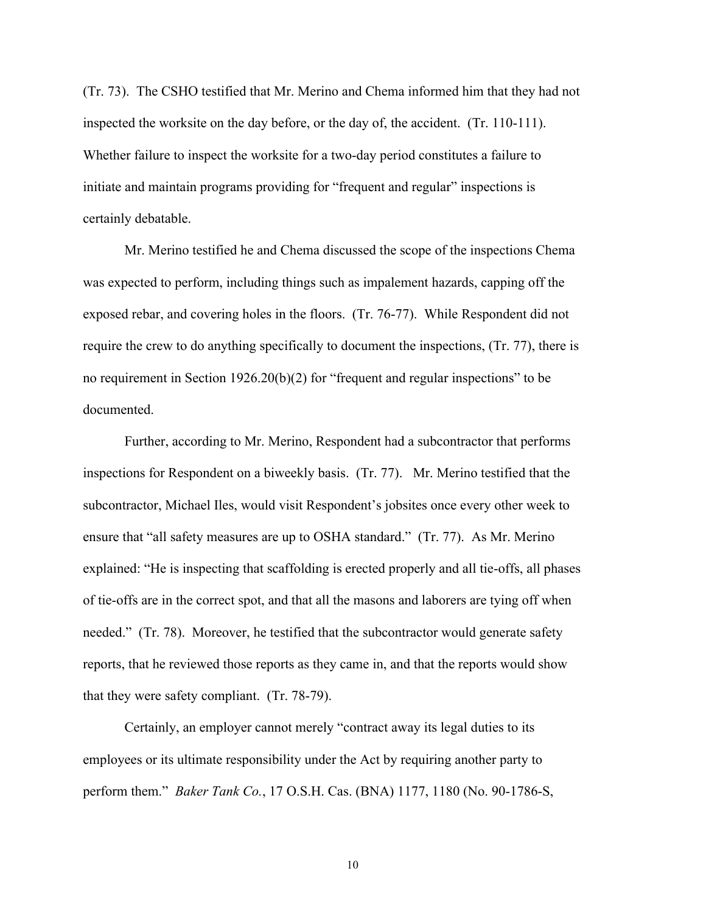(Tr. 73). The CSHO testified that Mr. Merino and Chema informed him that they had not inspected the worksite on the day before, or the day of, the accident. (Tr. 110-111). Whether failure to inspect the worksite for a two-day period constitutes a failure to initiate and maintain programs providing for "frequent and regular" inspections is certainly debatable.

Mr. Merino testified he and Chema discussed the scope of the inspections Chema was expected to perform, including things such as impalement hazards, capping off the exposed rebar, and covering holes in the floors. (Tr. 76-77). While Respondent did not require the crew to do anything specifically to document the inspections, (Tr. 77), there is no requirement in Section 1926.20(b)(2) for "frequent and regular inspections" to be documented.

Further, according to Mr. Merino, Respondent had a subcontractor that performs inspections for Respondent on a biweekly basis. (Tr. 77). Mr. Merino testified that the subcontractor, Michael Iles, would visit Respondent's jobsites once every other week to ensure that "all safety measures are up to OSHA standard." (Tr. 77). As Mr. Merino explained: "He is inspecting that scaffolding is erected properly and all tie-offs, all phases of tie-offs are in the correct spot, and that all the masons and laborers are tying off when needed." (Tr. 78). Moreover, he testified that the subcontractor would generate safety reports, that he reviewed those reports as they came in, and that the reports would show that they were safety compliant. (Tr. 78-79).

Certainly, an employer cannot merely "contract away its legal duties to its employees or its ultimate responsibility under the Act by requiring another party to perform them." *Baker Tank Co.*, 17 O.S.H. Cas. (BNA) 1177, 1180 (No. 90-1786-S,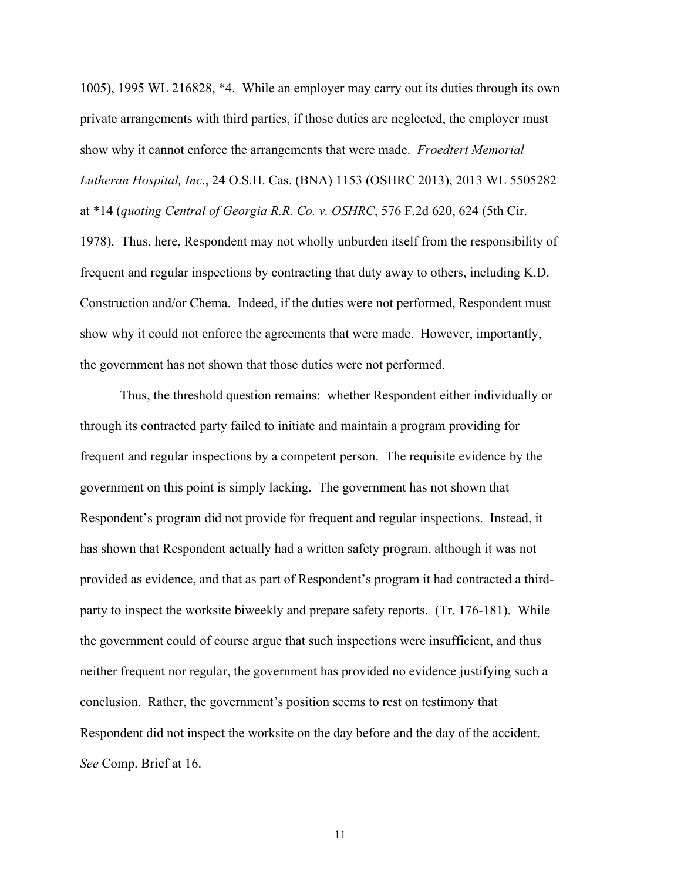1005), 1995 WL 216828, *4. While an employer may carry out its duties through its own private arrangements with third parties, if those duties are neglected, the employer must show why it cannot enforce the arrangements that were made. *Froedtert Memorial Lutheran Hospital, Inc*., 24 O.S.H. Cas. (BNA) 1153 (OSHRC 2013), 2013 WL 5505282 at *14 (*quoting Central of Georgia R.R. Co. v. OSHRC*, 576 F.2d 620, 624 (5th Cir. 1978). Thus, here, Respondent may not wholly unburden itself from the responsibility of frequent and regular inspections by contracting that duty away to others, including K.D. Construction and/or Chema. Indeed, if the duties were not performed, Respondent must show why it could not enforce the agreements that were made. However, importantly, the government has not shown that those duties were not performed.

Thus, the threshold question remains: whether Respondent either individually or through its contracted party failed to initiate and maintain a program providing for frequent and regular inspections by a competent person. The requisite evidence by the government on this point is simply lacking. The government has not shown that Respondent's program did not provide for frequent and regular inspections. Instead, it has shown that Respondent actually had a written safety program, although it was not provided as evidence, and that as part of Respondent's program it had contracted a third-party to inspect the worksite biweekly and prepare safety reports. (Tr. 176-181). While the government could of course argue that such inspections were insufficient, and thus neither frequent nor regular, the government has provided no evidence justifying such a conclusion. Rather, the government's position seems to rest on testimony that Respondent did not inspect the worksite on the day before and the day of the accident. *See* Comp. Brief at 16.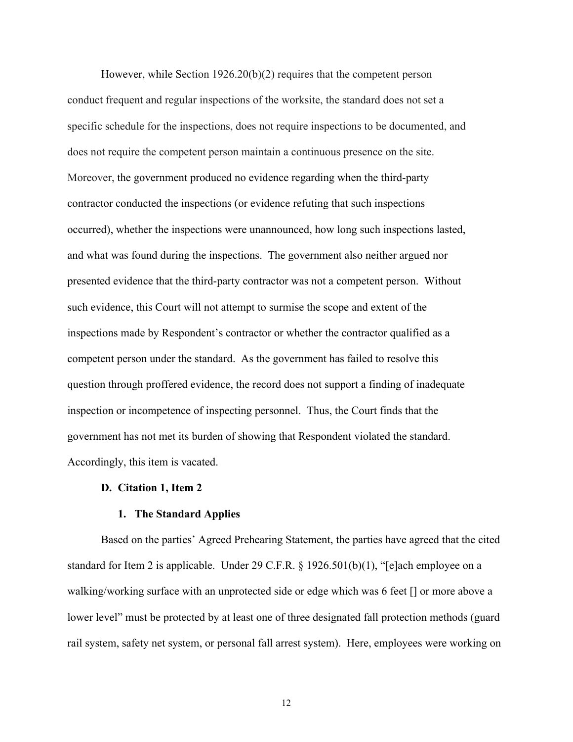However, while Section 1926.20(b)(2) requires that the competent person conduct frequent and regular inspections of the worksite, the standard does not set a specific schedule for the inspections, does not require inspections to be documented, and does not require the competent person maintain a continuous presence on the site. Moreover, the government produced no evidence regarding when the third-party contractor conducted the inspections (or evidence refuting that such inspections occurred), whether the inspections were unannounced, how long such inspections lasted, and what was found during the inspections. The government also neither argued nor presented evidence that the third-party contractor was not a competent person. Without such evidence, this Court will not attempt to surmise the scope and extent of the inspections made by Respondent's contractor or whether the contractor qualified as a competent person under the standard. As the government has failed to resolve this question through proffered evidence, the record does not support a finding of inadequate inspection or incompetence of inspecting personnel. Thus, the Court finds that the government has not met its burden of showing that Respondent violated the standard. Accordingly, this item is vacated.

### D. Citation 1, Item 2

#### 1. The Standard Applies

Based on the parties' Agreed Prehearing Statement, the parties have agreed that the cited standard for Item 2 is applicable. Under 29 C.F.R. § 1926.501(b)(1), "[e]ach employee on a walking/working surface with an unprotected side or edge which was 6 feet [] or more above a lower level" must be protected by at least one of three designated fall protection methods (guard rail system, safety net system, or personal fall arrest system). Here, employees were working on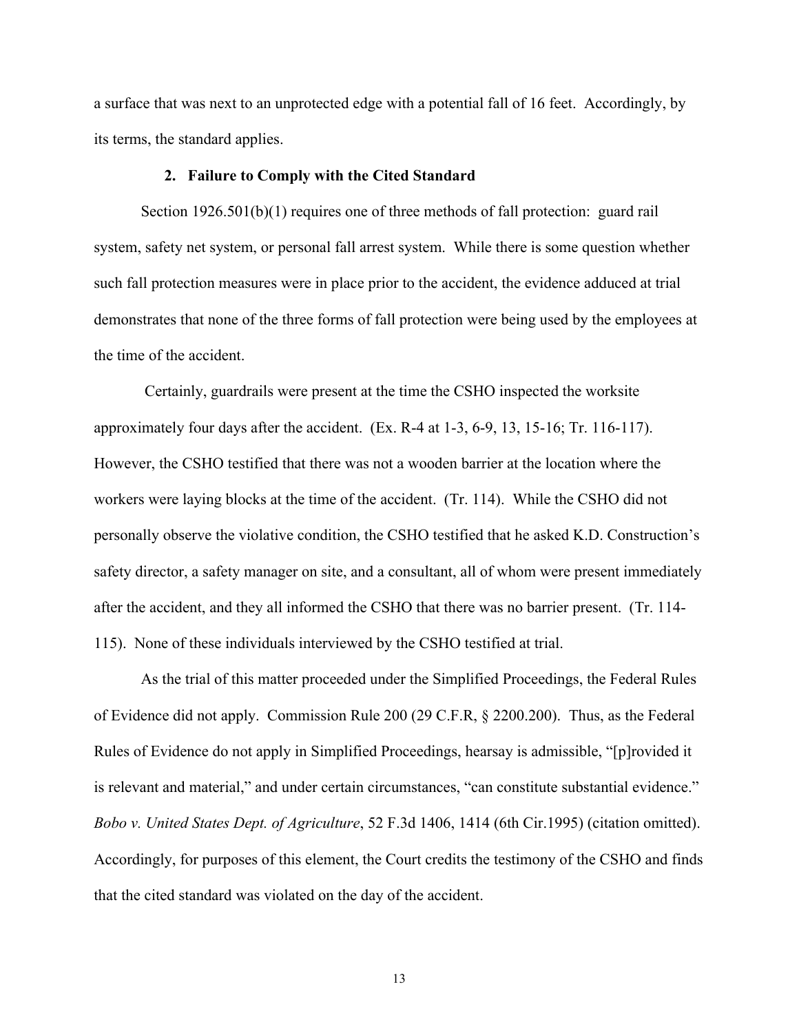a surface that was next to an unprotected edge with a potential fall of 16 feet. Accordingly, by its terms, the standard applies.

### 2. Failure to Comply with the Cited Standard

Section 1926.501(b)(1) requires one of three methods of fall protection: guard rail system, safety net system, or personal fall arrest system. While there is some question whether such fall protection measures were in place prior to the accident, the evidence adduced at trial demonstrates that none of the three forms of fall protection were being used by the employees at the time of the accident.

Certainly, guardrails were present at the time the CSHO inspected the worksite approximately four days after the accident. (Ex. R-4 at 1-3, 6-9, 13, 15-16; Tr. 116-117). However, the CSHO testified that there was not a wooden barrier at the location where the workers were laying blocks at the time of the accident. (Tr. 114). While the CSHO did not personally observe the violative condition, the CSHO testified that he asked K.D. Construction's safety director, a safety manager on site, and a consultant, all of whom were present immediately after the accident, and they all informed the CSHO that there was no barrier present. (Tr. 114-115). None of these individuals interviewed by the CSHO testified at trial.

As the trial of this matter proceeded under the Simplified Proceedings, the Federal Rules of Evidence did not apply. Commission Rule 200 (29 C.F.R, § 2200.200). Thus, as the Federal Rules of Evidence do not apply in Simplified Proceedings, hearsay is admissible, "[p]rovided it is relevant and material," and under certain circumstances, "can constitute substantial evidence." *Bobo v. United States Dept. of Agriculture*, 52 F.3d 1406, 1414 (6th Cir.1995) (citation omitted). Accordingly, for purposes of this element, the Court credits the testimony of the CSHO and finds that the cited standard was violated on the day of the accident.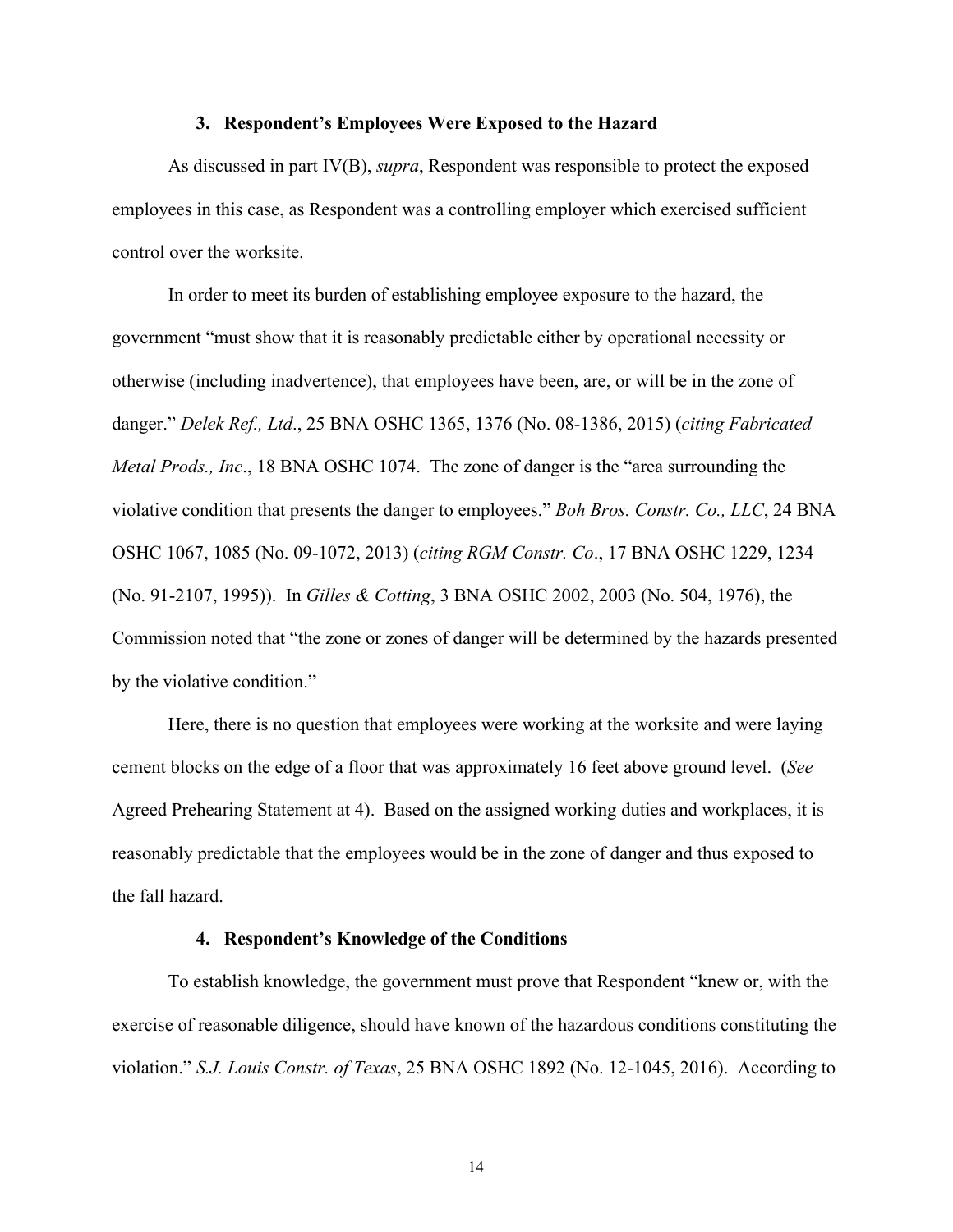### 3. Respondent's Employees Were Exposed to the Hazard

As discussed in part IV(B), *supra*, Respondent was responsible to protect the exposed employees in this case, as Respondent was a controlling employer which exercised sufficient control over the worksite.

In order to meet its burden of establishing employee exposure to the hazard, the government "must show that it is reasonably predictable either by operational necessity or otherwise (including inadvertence), that employees have been, are, or will be in the zone of danger." *Delek Ref., Ltd*., 25 BNA OSHC 1365, 1376 (No. 08-1386, 2015) (*citing Fabricated Metal Prods., Inc*., 18 BNA OSHC 1074. The zone of danger is the "area surrounding the violative condition that presents the danger to employees." *Boh Bros. Constr. Co., LLC*, 24 BNA OSHC 1067, 1085 (No. 09-1072, 2013) (*citing RGM Constr. Co*., 17 BNA OSHC 1229, 1234 (No. 91-2107, 1995)). In *Gilles & Cotting*, 3 BNA OSHC 2002, 2003 (No. 504, 1976), the Commission noted that "the zone or zones of danger will be determined by the hazards presented by the violative condition."

Here, there is no question that employees were working at the worksite and were laying cement blocks on the edge of a floor that was approximately 16 feet above ground level. (*See* Agreed Prehearing Statement at 4). Based on the assigned working duties and workplaces, it is reasonably predictable that the employees would be in the zone of danger and thus exposed to the fall hazard.

### 4. Respondent's Knowledge of the Conditions

To establish knowledge, the government must prove that Respondent "knew or, with the exercise of reasonable diligence, should have known of the hazardous conditions constituting the violation." *S.J. Louis Constr. of Texas*, 25 BNA OSHC 1892 (No. 12-1045, 2016). According to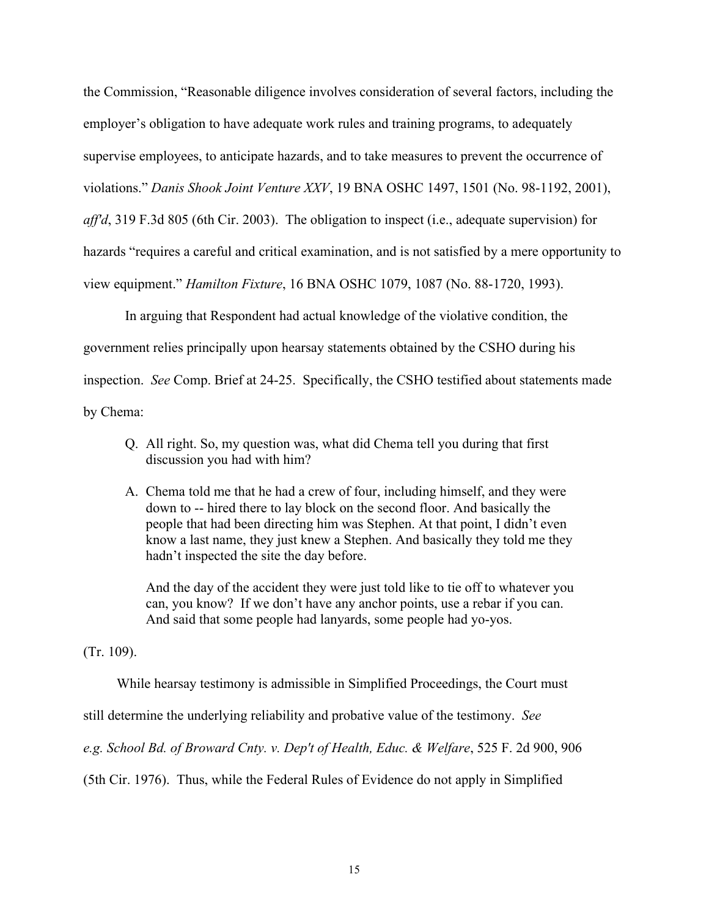the Commission, "Reasonable diligence involves consideration of several factors, including the employer's obligation to have adequate work rules and training programs, to adequately supervise employees, to anticipate hazards, and to take measures to prevent the occurrence of violations." *Danis Shook Joint Venture XXV*, 19 BNA OSHC 1497, 1501 (No. 98-1192, 2001), *aff'd*, 319 F.3d 805 (6th Cir. 2003). The obligation to inspect (i.e., adequate supervision) for hazards "requires a careful and critical examination, and is not satisfied by a mere opportunity to view equipment." *Hamilton Fixture*, 16 BNA OSHC 1079, 1087 (No. 88-1720, 1993).

In arguing that Respondent had actual knowledge of the violative condition, the government relies principally upon hearsay statements obtained by the CSHO during his inspection. *See* Comp. Brief at 24-25. Specifically, the CSHO testified about statements made by Chema:

> Q. All right. So, my question was, what did Chema tell you during that first discussion you had with him?
>
> A. Chema told me that he had a crew of four, including himself, and they were down to -- hired there to lay block on the second floor. And basically the people that had been directing him was Stephen. At that point, I didn't even know a last name, they just knew a Stephen. And basically they told me they hadn't inspected the site the day before.
>
> And the day of the accident they were just told like to tie off to whatever you can, you know? If we don't have any anchor points, use a rebar if you can. And said that some people had lanyards, some people had yo-yos.

(Tr. 109).

While hearsay testimony is admissible in Simplified Proceedings, the Court must still determine the underlying reliability and probative value of the testimony. *See e.g. School Bd. of Broward Cnty. v. Dep't of Health, Educ. & Welfare*, 525 F. 2d 900, 906 (5th Cir. 1976). Thus, while the Federal Rules of Evidence do not apply in Simplified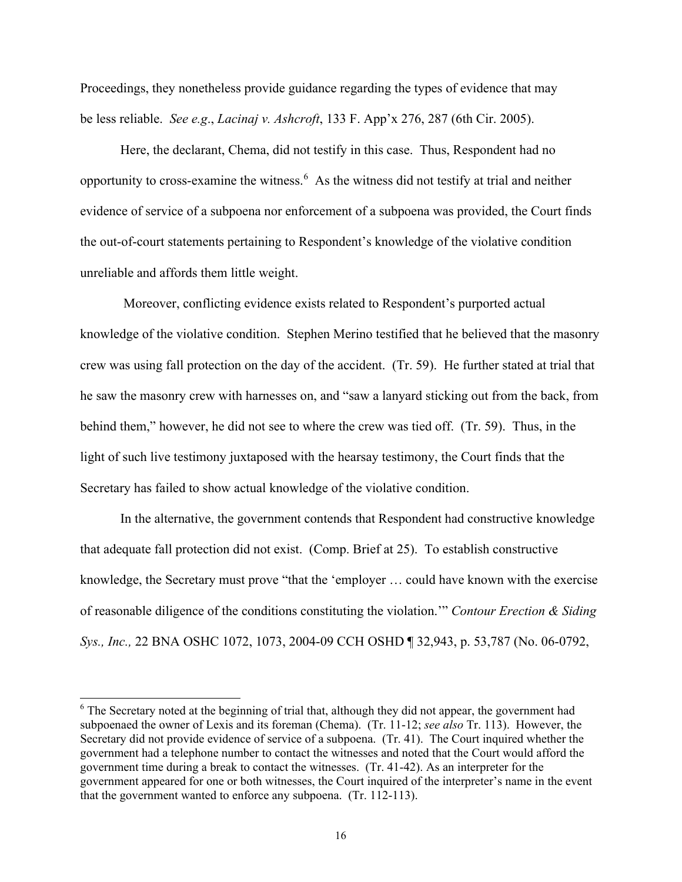Proceedings, they nonetheless provide guidance regarding the types of evidence that may be less reliable. *See e.g*., *Lacinaj v. Ashcroft*, 133 F. App'x 276, 287 (6th Cir. 2005).

Here, the declarant, Chema, did not testify in this case. Thus, Respondent had no opportunity to cross-examine the witness.[6] As the witness did not testify at trial and neither evidence of service of a subpoena nor enforcement of a subpoena was provided, the Court finds the out-of-court statements pertaining to Respondent's knowledge of the violative condition unreliable and affords them little weight.

Moreover, conflicting evidence exists related to Respondent's purported actual knowledge of the violative condition. Stephen Merino testified that he believed that the masonry crew was using fall protection on the day of the accident. (Tr. 59). He further stated at trial that he saw the masonry crew with harnesses on, and "saw a lanyard sticking out from the back, from behind them," however, he did not see to where the crew was tied off. (Tr. 59). Thus, in the light of such live testimony juxtaposed with the hearsay testimony, the Court finds that the Secretary has failed to show actual knowledge of the violative condition.

In the alternative, the government contends that Respondent had constructive knowledge that adequate fall protection did not exist. (Comp. Brief at 25). To establish constructive knowledge, the Secretary must prove "that the 'employer … could have known with the exercise of reasonable diligence of the conditions constituting the violation.'" *Contour Erection & Siding Sys., Inc.,* 22 BNA OSHC 1072, 1073, 2004-09 CCH OSHD ¶ 32,943, p. 53,787 (No. 06-0792,

---

[6] The Secretary noted at the beginning of trial that, although they did not appear, the government had subpoenaed the owner of Lexis and its foreman (Chema). (Tr. 11-12; *see also* Tr. 113). However, the Secretary did not provide evidence of service of a subpoena. (Tr. 41). The Court inquired whether the government had a telephone number to contact the witnesses and noted that the Court would afford the government time during a break to contact the witnesses. (Tr. 41-42). As an interpreter for the government appeared for one or both witnesses, the Court inquired of the interpreter's name in the event that the government wanted to enforce any subpoena. (Tr. 112-113).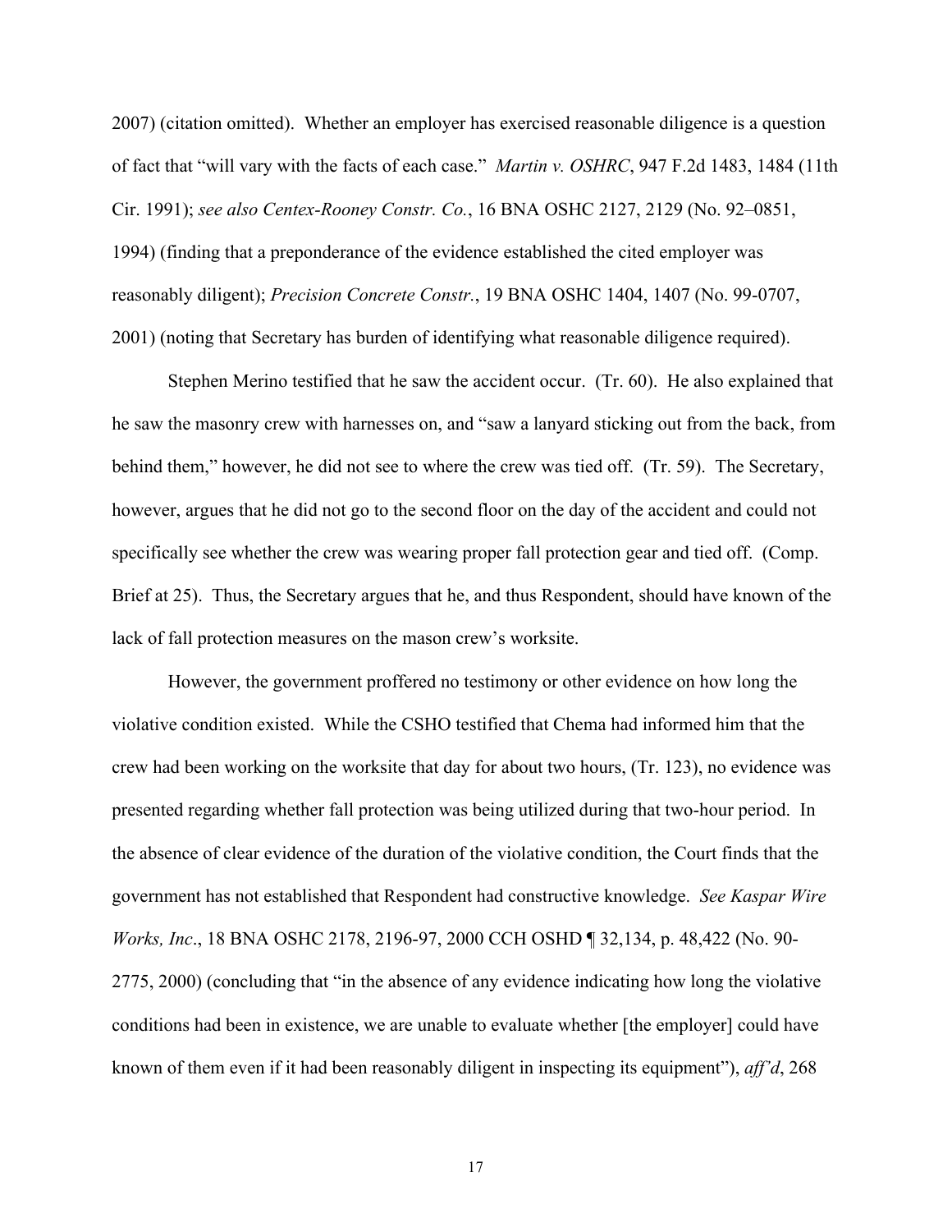2007) (citation omitted). Whether an employer has exercised reasonable diligence is a question of fact that "will vary with the facts of each case." *Martin v. OSHRC*, 947 F.2d 1483, 1484 (11th Cir. 1991); *see also Centex-Rooney Constr. Co.*, 16 BNA OSHC 2127, 2129 (No. 92–0851, 1994) (finding that a preponderance of the evidence established the cited employer was reasonably diligent); *Precision Concrete Constr.*, 19 BNA OSHC 1404, 1407 (No. 99-0707, 2001) (noting that Secretary has burden of identifying what reasonable diligence required).

Stephen Merino testified that he saw the accident occur. (Tr. 60). He also explained that he saw the masonry crew with harnesses on, and "saw a lanyard sticking out from the back, from behind them," however, he did not see to where the crew was tied off. (Tr. 59). The Secretary, however, argues that he did not go to the second floor on the day of the accident and could not specifically see whether the crew was wearing proper fall protection gear and tied off. (Comp. Brief at 25). Thus, the Secretary argues that he, and thus Respondent, should have known of the lack of fall protection measures on the mason crew's worksite.

However, the government proffered no testimony or other evidence on how long the violative condition existed. While the CSHO testified that Chema had informed him that the crew had been working on the worksite that day for about two hours, (Tr. 123), no evidence was presented regarding whether fall protection was being utilized during that two-hour period. In the absence of clear evidence of the duration of the violative condition, the Court finds that the government has not established that Respondent had constructive knowledge. *See Kaspar Wire Works, Inc*., 18 BNA OSHC 2178, 2196-97, 2000 CCH OSHD ¶ 32,134, p. 48,422 (No. 90-2775, 2000) (concluding that "in the absence of any evidence indicating how long the violative conditions had been in existence, we are unable to evaluate whether [the employer] could have known of them even if it had been reasonably diligent in inspecting its equipment"), *aff'd*, 268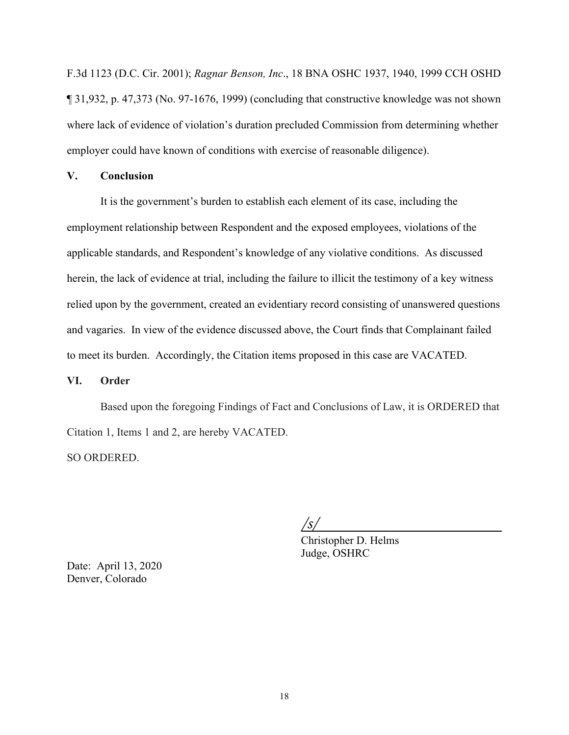F.3d 1123 (D.C. Cir. 2001); *Ragnar Benson, Inc*., 18 BNA OSHC 1937, 1940, 1999 CCH OSHD ¶ 31,932, p. 47,373 (No. 97-1676, 1999) (concluding that constructive knowledge was not shown where lack of evidence of violation's duration precluded Commission from determining whether employer could have known of conditions with exercise of reasonable diligence).

## V. Conclusion

It is the government's burden to establish each element of its case, including the employment relationship between Respondent and the exposed employees, violations of the applicable standards, and Respondent's knowledge of any violative conditions. As discussed herein, the lack of evidence at trial, including the failure to illicit the testimony of a key witness relied upon by the government, created an evidentiary record consisting of unanswered questions and vagaries. In view of the evidence discussed above, the Court finds that Complainant failed to meet its burden. Accordingly, the Citation items proposed in this case are VACATED.

## VI. Order

Based upon the foregoing Findings of Fact and Conclusions of Law, it is ORDERED that Citation 1, Items 1 and 2, are hereby VACATED.

SO ORDERED.

*/s/*

Christopher D. Helms
Judge, OSHRC

Date: April 13, 2020
Denver, Colorado